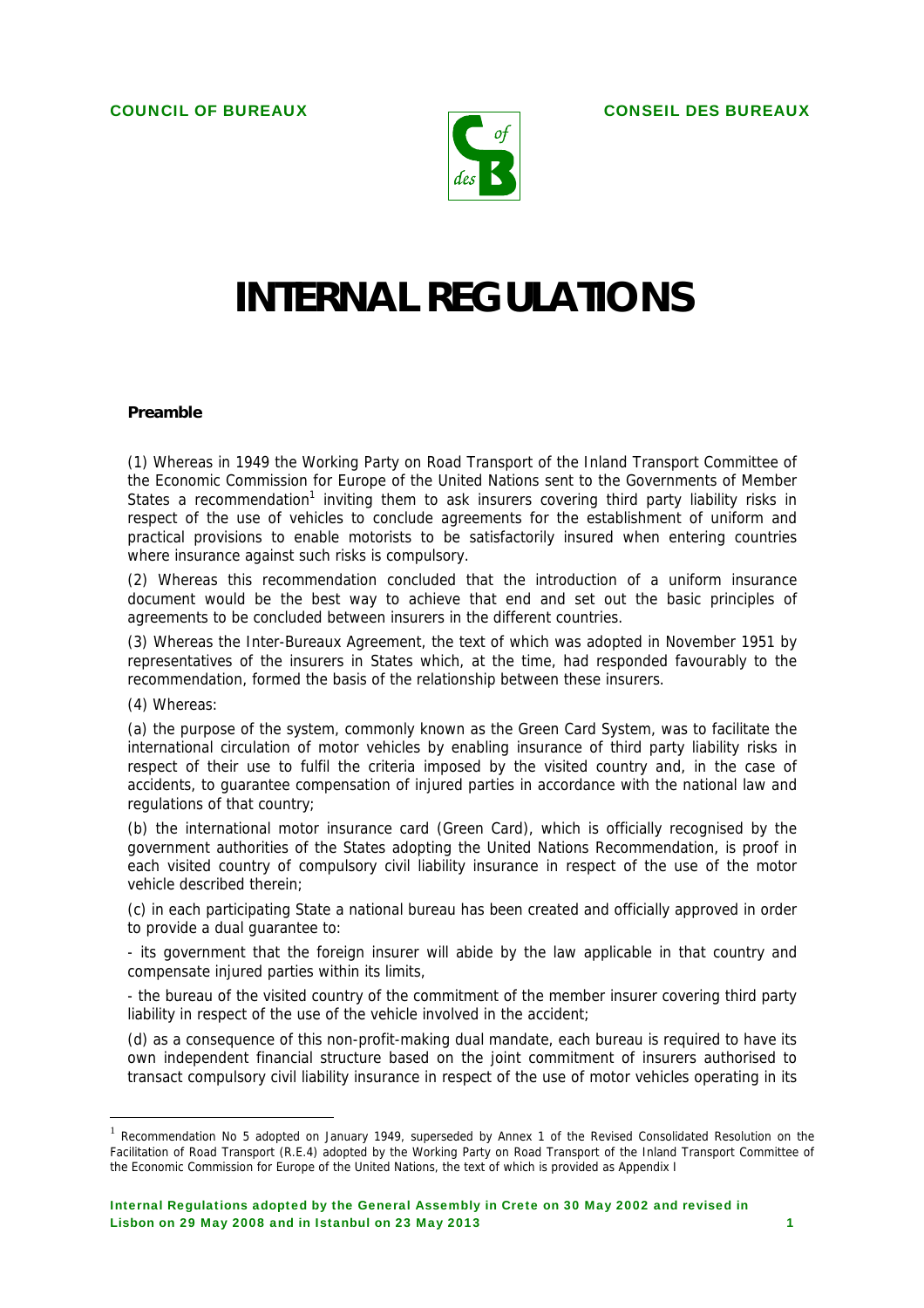COUNCIL OF BUREAUX CONSEIL DES BUREAUX

# INTERNAL REGULATIONS

**Preamble**

(1) Whereas in 1949 the Working Party on Road Transport of the Inland Transport Committee of the Economic Commission for Europe of the United Nations sent to the Governments of Member States a recommendation[1] inviting them to ask insurers covering third party liability risks in respect of the use of vehicles to conclude agreements for the establishment of uniform and practical provisions to enable motorists to be satisfactorily insured when entering countries where insurance against such risks is compulsory.

(2) Whereas this recommendation concluded that the introduction of a uniform insurance document would be the best way to achieve that end and set out the basic principles of agreements to be concluded between insurers in the different countries.

(3) Whereas the Inter-Bureaux Agreement, the text of which was adopted in November 1951 by representatives of the insurers in States which, at the time, had responded favourably to the recommendation, formed the basis of the relationship between these insurers.

(4) Whereas:

(a) the purpose of the system, commonly known as the Green Card System, was to facilitate the international circulation of motor vehicles by enabling insurance of third party liability risks in respect of their use to fulfil the criteria imposed by the visited country and, in the case of accidents, to guarantee compensation of injured parties in accordance with the national law and regulations of that country;

(b) the international motor insurance card (Green Card), which is officially recognised by the government authorities of the States adopting the United Nations Recommendation, is proof in each visited country of compulsory civil liability insurance in respect of the use of the motor vehicle described therein;

(c) in each participating State a national bureau has been created and officially approved in order to provide a dual guarantee to:

- its government that the foreign insurer will abide by the law applicable in that country and compensate injured parties within its limits,

- the bureau of the visited country of the commitment of the member insurer covering third party liability in respect of the use of the vehicle involved in the accident;

(d) as a consequence of this non-profit-making dual mandate, each bureau is required to have its own independent financial structure based on the joint commitment of insurers authorised to transact compulsory civil liability insurance in respect of the use of motor vehicles operating in its

[1] Recommendation No 5 adopted on January 1949, superseded by Annex 1 of the Revised Consolidated Resolution on the Facilitation of Road Transport (R.E.4) adopted by the Working Party on Road Transport of the Inland Transport Committee of the Economic Commission for Europe of the United Nations, the text of which is provided as Appendix I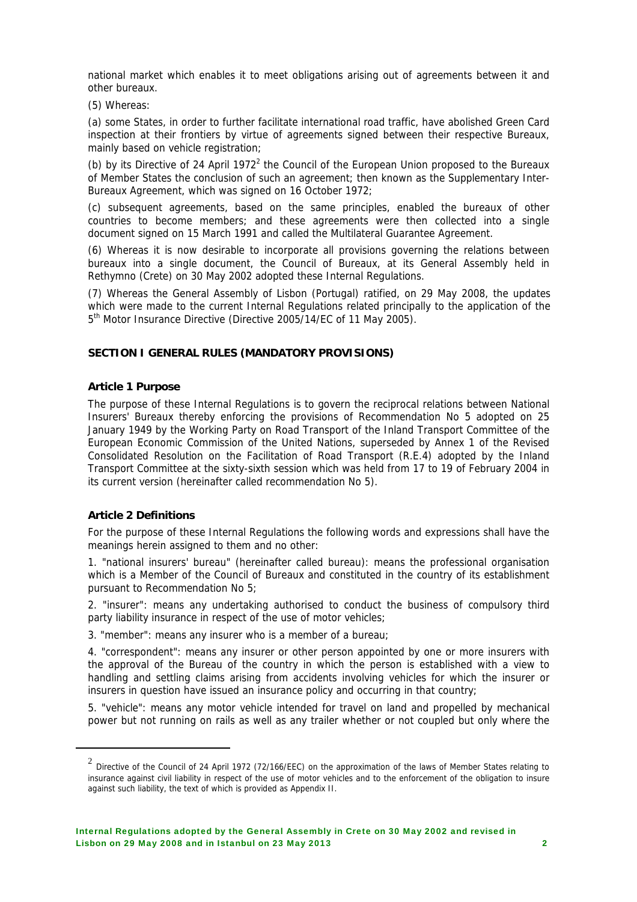national market which enables it to meet obligations arising out of agreements between it and other bureaux.

(5) Whereas:

(a) some States, in order to further facilitate international road traffic, have abolished Green Card inspection at their frontiers by virtue of agreements signed between their respective Bureaux, mainly based on vehicle registration;

(b) by its Directive of 24 April 1972[2] the Council of the European Union proposed to the Bureaux of Member States the conclusion of such an agreement; then known as the Supplementary Inter-Bureaux Agreement, which was signed on 16 October 1972;

(c) subsequent agreements, based on the same principles, enabled the bureaux of other countries to become members; and these agreements were then collected into a single document signed on 15 March 1991 and called the Multilateral Guarantee Agreement.

(6) Whereas it is now desirable to incorporate all provisions governing the relations between bureaux into a single document, the Council of Bureaux, at its General Assembly held in Rethymno (Crete) on 30 May 2002 adopted these Internal Regulations.

(7) Whereas the General Assembly of Lisbon (Portugal) ratified, on 29 May 2008, the updates which were made to the current Internal Regulations related principally to the application of the 5th Motor Insurance Directive (Directive 2005/14/EC of 11 May 2005).

## SECTION I GENERAL RULES (MANDATORY PROVISIONS)

### Article 1 Purpose

The purpose of these Internal Regulations is to govern the reciprocal relations between National Insurers' Bureaux thereby enforcing the provisions of Recommendation No 5 adopted on 25 January 1949 by the Working Party on Road Transport of the Inland Transport Committee of the European Economic Commission of the United Nations, superseded by Annex 1 of the Revised Consolidated Resolution on the Facilitation of Road Transport (R.E.4) adopted by the Inland Transport Committee at the sixty-sixth session which was held from 17 to 19 of February 2004 in its current version (hereinafter called recommendation No 5).

### Article 2 Definitions

For the purpose of these Internal Regulations the following words and expressions shall have the meanings herein assigned to them and no other:

1. "national insurers' bureau" (hereinafter called bureau): means the professional organisation which is a Member of the Council of Bureaux and constituted in the country of its establishment pursuant to Recommendation No 5;

2. "insurer": means any undertaking authorised to conduct the business of compulsory third party liability insurance in respect of the use of motor vehicles;

3. "member": means any insurer who is a member of a bureau;

4. "correspondent": means any insurer or other person appointed by one or more insurers with the approval of the Bureau of the country in which the person is established with a view to handling and settling claims arising from accidents involving vehicles for which the insurer or insurers in question have issued an insurance policy and occurring in that country;

5. "vehicle": means any motor vehicle intended for travel on land and propelled by mechanical power but not running on rails as well as any trailer whether or not coupled but only where the

---

[2] Directive of the Council of 24 April 1972 (72/166/EEC) on the approximation of the laws of Member States relating to insurance against civil liability in respect of the use of motor vehicles and to the enforcement of the obligation to insure against such liability, the text of which is provided as Appendix II.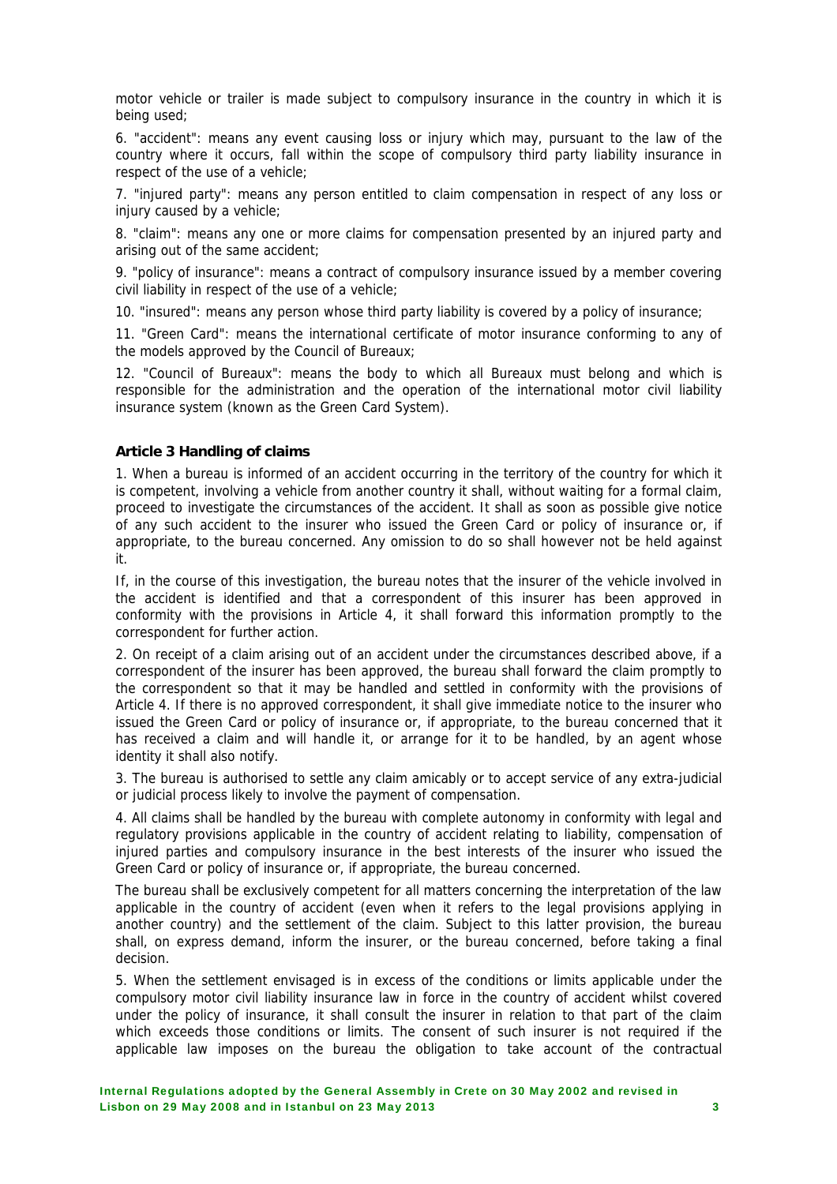motor vehicle or trailer is made subject to compulsory insurance in the country in which it is being used;

6. "accident": means any event causing loss or injury which may, pursuant to the law of the country where it occurs, fall within the scope of compulsory third party liability insurance in respect of the use of a vehicle;

7. "injured party": means any person entitled to claim compensation in respect of any loss or injury caused by a vehicle;

8. "claim": means any one or more claims for compensation presented by an injured party and arising out of the same accident;

9. "policy of insurance": means a contract of compulsory insurance issued by a member covering civil liability in respect of the use of a vehicle;

10. "insured": means any person whose third party liability is covered by a policy of insurance;

11. "Green Card": means the international certificate of motor insurance conforming to any of the models approved by the Council of Bureaux;

12. "Council of Bureaux": means the body to which all Bureaux must belong and which is responsible for the administration and the operation of the international motor civil liability insurance system (known as the Green Card System).

### Article 3 Handling of claims

1. When a bureau is informed of an accident occurring in the territory of the country for which it is competent, involving a vehicle from another country it shall, without waiting for a formal claim, proceed to investigate the circumstances of the accident. It shall as soon as possible give notice of any such accident to the insurer who issued the Green Card or policy of insurance or, if appropriate, to the bureau concerned. Any omission to do so shall however not be held against it.

If, in the course of this investigation, the bureau notes that the insurer of the vehicle involved in the accident is identified and that a correspondent of this insurer has been approved in conformity with the provisions in Article 4, it shall forward this information promptly to the correspondent for further action.

2. On receipt of a claim arising out of an accident under the circumstances described above, if a correspondent of the insurer has been approved, the bureau shall forward the claim promptly to the correspondent so that it may be handled and settled in conformity with the provisions of Article 4. If there is no approved correspondent, it shall give immediate notice to the insurer who issued the Green Card or policy of insurance or, if appropriate, to the bureau concerned that it has received a claim and will handle it, or arrange for it to be handled, by an agent whose identity it shall also notify.

3. The bureau is authorised to settle any claim amicably or to accept service of any extra-judicial or judicial process likely to involve the payment of compensation.

4. All claims shall be handled by the bureau with complete autonomy in conformity with legal and regulatory provisions applicable in the country of accident relating to liability, compensation of injured parties and compulsory insurance in the best interests of the insurer who issued the Green Card or policy of insurance or, if appropriate, the bureau concerned.

The bureau shall be exclusively competent for all matters concerning the interpretation of the law applicable in the country of accident (even when it refers to the legal provisions applying in another country) and the settlement of the claim. Subject to this latter provision, the bureau shall, on express demand, inform the insurer, or the bureau concerned, before taking a final decision.

5. When the settlement envisaged is in excess of the conditions or limits applicable under the compulsory motor civil liability insurance law in force in the country of accident whilst covered under the policy of insurance, it shall consult the insurer in relation to that part of the claim which exceeds those conditions or limits. The consent of such insurer is not required if the applicable law imposes on the bureau the obligation to take account of the contractual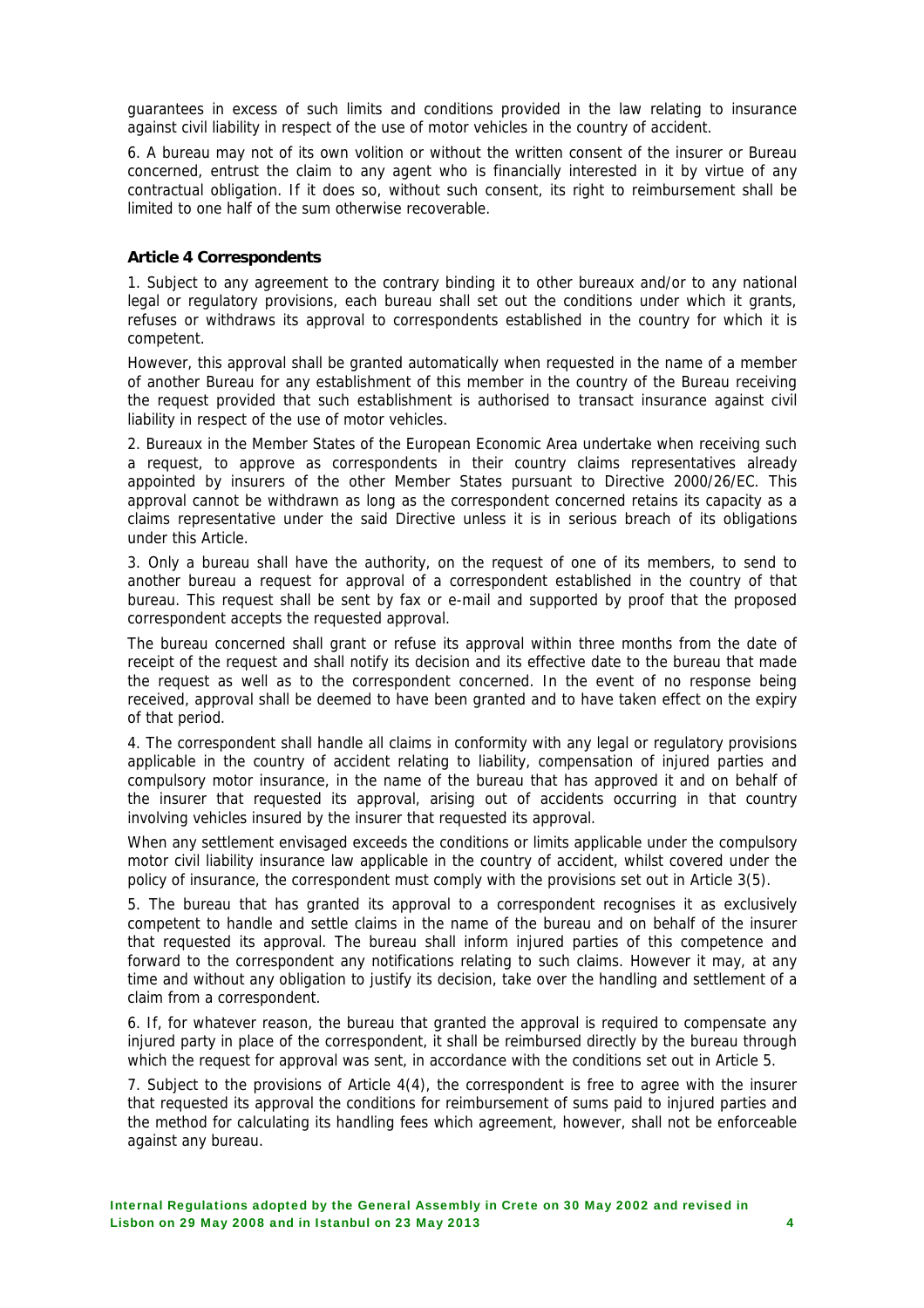guarantees in excess of such limits and conditions provided in the law relating to insurance against civil liability in respect of the use of motor vehicles in the country of accident.

6. A bureau may not of its own volition or without the written consent of the insurer or Bureau concerned, entrust the claim to any agent who is financially interested in it by virtue of any contractual obligation. If it does so, without such consent, its right to reimbursement shall be limited to one half of the sum otherwise recoverable.

### Article 4 Correspondents

1. Subject to any agreement to the contrary binding it to other bureaux and/or to any national legal or regulatory provisions, each bureau shall set out the conditions under which it grants, refuses or withdraws its approval to correspondents established in the country for which it is competent.

However, this approval shall be granted automatically when requested in the name of a member of another Bureau for any establishment of this member in the country of the Bureau receiving the request provided that such establishment is authorised to transact insurance against civil liability in respect of the use of motor vehicles.

2. Bureaux in the Member States of the European Economic Area undertake when receiving such a request, to approve as correspondents in their country claims representatives already appointed by insurers of the other Member States pursuant to Directive 2000/26/EC. This approval cannot be withdrawn as long as the correspondent concerned retains its capacity as a claims representative under the said Directive unless it is in serious breach of its obligations under this Article.

3. Only a bureau shall have the authority, on the request of one of its members, to send to another bureau a request for approval of a correspondent established in the country of that bureau. This request shall be sent by fax or e-mail and supported by proof that the proposed correspondent accepts the requested approval.

The bureau concerned shall grant or refuse its approval within three months from the date of receipt of the request and shall notify its decision and its effective date to the bureau that made the request as well as to the correspondent concerned. In the event of no response being received, approval shall be deemed to have been granted and to have taken effect on the expiry of that period.

4. The correspondent shall handle all claims in conformity with any legal or regulatory provisions applicable in the country of accident relating to liability, compensation of injured parties and compulsory motor insurance, in the name of the bureau that has approved it and on behalf of the insurer that requested its approval, arising out of accidents occurring in that country involving vehicles insured by the insurer that requested its approval.

When any settlement envisaged exceeds the conditions or limits applicable under the compulsory motor civil liability insurance law applicable in the country of accident, whilst covered under the policy of insurance, the correspondent must comply with the provisions set out in Article 3(5).

5. The bureau that has granted its approval to a correspondent recognises it as exclusively competent to handle and settle claims in the name of the bureau and on behalf of the insurer that requested its approval. The bureau shall inform injured parties of this competence and forward to the correspondent any notifications relating to such claims. However it may, at any time and without any obligation to justify its decision, take over the handling and settlement of a claim from a correspondent.

6. If, for whatever reason, the bureau that granted the approval is required to compensate any injured party in place of the correspondent, it shall be reimbursed directly by the bureau through which the request for approval was sent, in accordance with the conditions set out in Article 5.

7. Subject to the provisions of Article 4(4), the correspondent is free to agree with the insurer that requested its approval the conditions for reimbursement of sums paid to injured parties and the method for calculating its handling fees which agreement, however, shall not be enforceable against any bureau.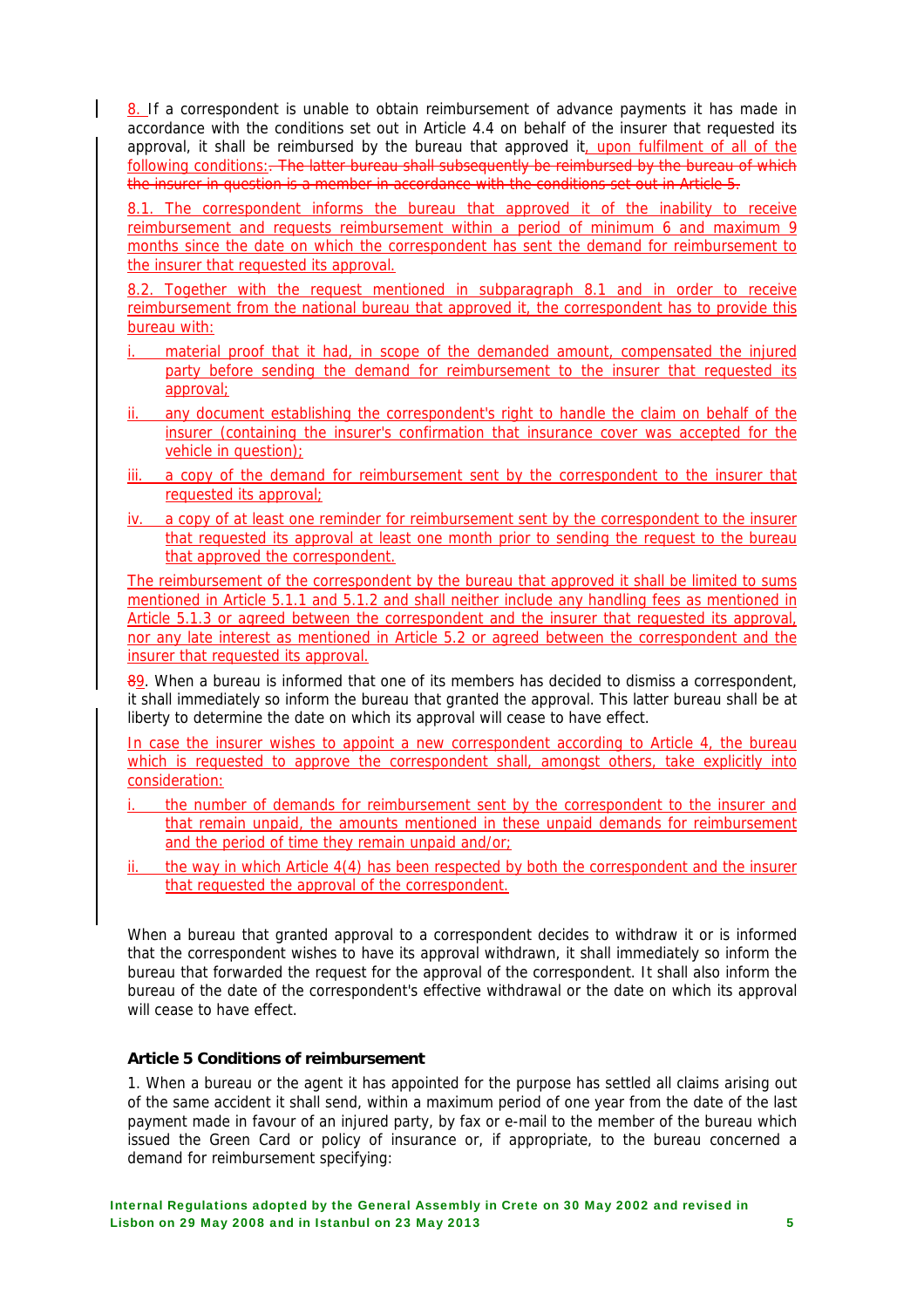8. If a correspondent is unable to obtain reimbursement of advance payments it has made in accordance with the conditions set out in Article 4.4 on behalf of the insurer that requested its approval, it shall be reimbursed by the bureau that approved it, upon fulfilment of all of the following conditions:. The latter bureau shall subsequently be reimbursed by the bureau of which the insurer in question is a member in accordance with the conditions set out in Article 5.

8.1. The correspondent informs the bureau that approved it of the inability to receive reimbursement and requests reimbursement within a period of minimum 6 and maximum 9 months since the date on which the correspondent has sent the demand for reimbursement to the insurer that requested its approval.

8.2. Together with the request mentioned in subparagraph 8.1 and in order to receive reimbursement from the national bureau that approved it, the correspondent has to provide this bureau with:

- i. material proof that it had, in scope of the demanded amount, compensated the injured party before sending the demand for reimbursement to the insurer that requested its approval;
- ii. any document establishing the correspondent's right to handle the claim on behalf of the insurer (containing the insurer's confirmation that insurance cover was accepted for the vehicle in question);
- iii. a copy of the demand for reimbursement sent by the correspondent to the insurer that requested its approval;
- iv. a copy of at least one reminder for reimbursement sent by the correspondent to the insurer that requested its approval at least one month prior to sending the request to the bureau that approved the correspondent.

The reimbursement of the correspondent by the bureau that approved it shall be limited to sums mentioned in Article 5.1.1 and 5.1.2 and shall neither include any handling fees as mentioned in Article 5.1.3 or agreed between the correspondent and the insurer that requested its approval, nor any late interest as mentioned in Article 5.2 or agreed between the correspondent and the insurer that requested its approval.

89. When a bureau is informed that one of its members has decided to dismiss a correspondent, it shall immediately so inform the bureau that granted the approval. This latter bureau shall be at liberty to determine the date on which its approval will cease to have effect.

In case the insurer wishes to appoint a new correspondent according to Article 4, the bureau which is requested to approve the correspondent shall, amongst others, take explicitly into consideration:

- i. the number of demands for reimbursement sent by the correspondent to the insurer and that remain unpaid, the amounts mentioned in these unpaid demands for reimbursement and the period of time they remain unpaid and/or;
- ii. the way in which Article 4(4) has been respected by both the correspondent and the insurer that requested the approval of the correspondent.

When a bureau that granted approval to a correspondent decides to withdraw it or is informed that the correspondent wishes to have its approval withdrawn, it shall immediately so inform the bureau that forwarded the request for the approval of the correspondent. It shall also inform the bureau of the date of the correspondent's effective withdrawal or the date on which its approval will cease to have effect.

### Article 5 Conditions of reimbursement

1. When a bureau or the agent it has appointed for the purpose has settled all claims arising out of the same accident it shall send, within a maximum period of one year from the date of the last payment made in favour of an injured party, by fax or e-mail to the member of the bureau which issued the Green Card or policy of insurance or, if appropriate, to the bureau concerned a demand for reimbursement specifying: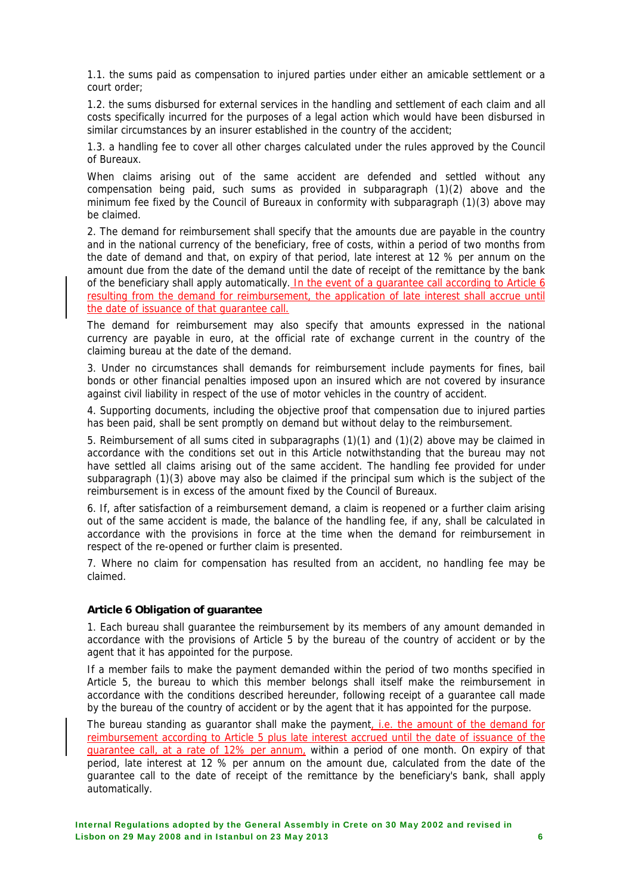1.1. the sums paid as compensation to injured parties under either an amicable settlement or a court order;

1.2. the sums disbursed for external services in the handling and settlement of each claim and all costs specifically incurred for the purposes of a legal action which would have been disbursed in similar circumstances by an insurer established in the country of the accident;

1.3. a handling fee to cover all other charges calculated under the rules approved by the Council of Bureaux.

When claims arising out of the same accident are defended and settled without any compensation being paid, such sums as provided in subparagraph (1)(2) above and the minimum fee fixed by the Council of Bureaux in conformity with subparagraph (1)(3) above may be claimed.

2. The demand for reimbursement shall specify that the amounts due are payable in the country and in the national currency of the beneficiary, free of costs, within a period of two months from the date of demand and that, on expiry of that period, late interest at 12 % per annum on the amount due from the date of the demand until the date of receipt of the remittance by the bank of the beneficiary shall apply automatically. In the event of a guarantee call according to Article 6 resulting from the demand for reimbursement, the application of late interest shall accrue until the date of issuance of that guarantee call.

The demand for reimbursement may also specify that amounts expressed in the national currency are payable in euro, at the official rate of exchange current in the country of the claiming bureau at the date of the demand.

3. Under no circumstances shall demands for reimbursement include payments for fines, bail bonds or other financial penalties imposed upon an insured which are not covered by insurance against civil liability in respect of the use of motor vehicles in the country of accident.

4. Supporting documents, including the objective proof that compensation due to injured parties has been paid, shall be sent promptly on demand but without delay to the reimbursement.

5. Reimbursement of all sums cited in subparagraphs (1)(1) and (1)(2) above may be claimed in accordance with the conditions set out in this Article notwithstanding that the bureau may not have settled all claims arising out of the same accident. The handling fee provided for under subparagraph (1)(3) above may also be claimed if the principal sum which is the subject of the reimbursement is in excess of the amount fixed by the Council of Bureaux.

6. If, after satisfaction of a reimbursement demand, a claim is reopened or a further claim arising out of the same accident is made, the balance of the handling fee, if any, shall be calculated in accordance with the provisions in force at the time when the demand for reimbursement in respect of the re-opened or further claim is presented.

7. Where no claim for compensation has resulted from an accident, no handling fee may be claimed.

### Article 6 Obligation of guarantee

1. Each bureau shall guarantee the reimbursement by its members of any amount demanded in accordance with the provisions of Article 5 by the bureau of the country of accident or by the agent that it has appointed for the purpose.

If a member fails to make the payment demanded within the period of two months specified in Article 5, the bureau to which this member belongs shall itself make the reimbursement in accordance with the conditions described hereunder, following receipt of a guarantee call made by the bureau of the country of accident or by the agent that it has appointed for the purpose.

The bureau standing as guarantor shall make the payment, i.e. the amount of the demand for reimbursement according to Article 5 plus late interest accrued until the date of issuance of the guarantee call, at a rate of 12% per annum, within a period of one month. On expiry of that period, late interest at 12 % per annum on the amount due, calculated from the date of the guarantee call to the date of receipt of the remittance by the beneficiary's bank, shall apply automatically.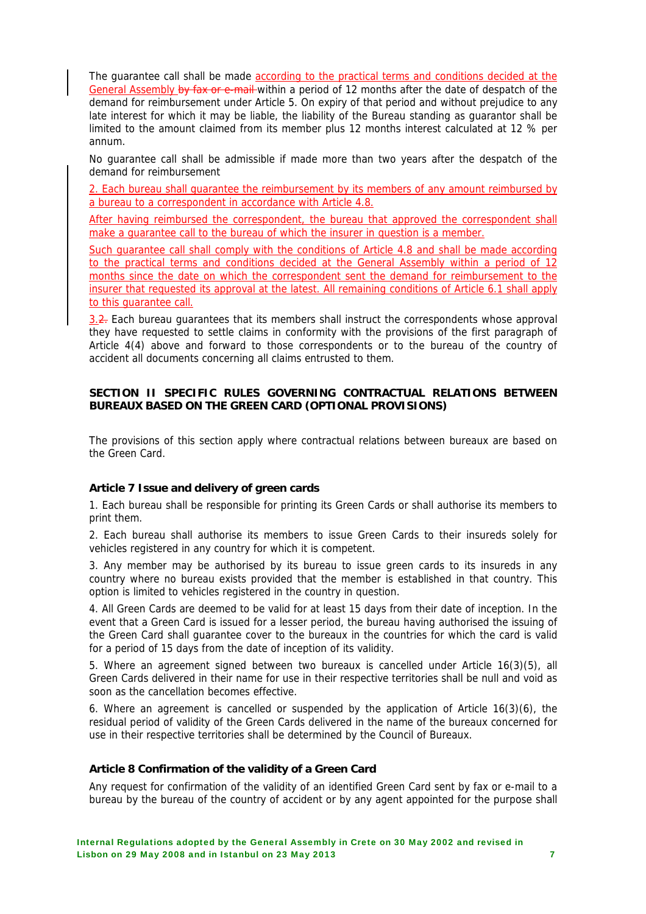The guarantee call shall be made according to the practical terms and conditions decided at the General Assembly ~~by fax or e-mail~~ within a period of 12 months after the date of despatch of the demand for reimbursement under Article 5. On expiry of that period and without prejudice to any late interest for which it may be liable, the liability of the Bureau standing as guarantor shall be limited to the amount claimed from its member plus 12 months interest calculated at 12 % per annum.

No guarantee call shall be admissible if made more than two years after the despatch of the demand for reimbursement

2. Each bureau shall guarantee the reimbursement by its members of any amount reimbursed by a bureau to a correspondent in accordance with Article 4.8.

After having reimbursed the correspondent, the bureau that approved the correspondent shall make a guarantee call to the bureau of which the insurer in question is a member.

Such guarantee call shall comply with the conditions of Article 4.8 and shall be made according to the practical terms and conditions decided at the General Assembly within a period of 12 months since the date on which the correspondent sent the demand for reimbursement to the insurer that requested its approval at the latest. All remaining conditions of Article 6.1 shall apply to this guarantee call.

3.~~2.~~ Each bureau guarantees that its members shall instruct the correspondents whose approval they have requested to settle claims in conformity with the provisions of the first paragraph of Article 4(4) above and forward to those correspondents or to the bureau of the country of accident all documents concerning all claims entrusted to them.

## SECTION II SPECIFIC RULES GOVERNING CONTRACTUAL RELATIONS BETWEEN BUREAUX BASED ON THE GREEN CARD (OPTIONAL PROVISIONS)

The provisions of this section apply where contractual relations between bureaux are based on the Green Card.

### Article 7 Issue and delivery of green cards

1. Each bureau shall be responsible for printing its Green Cards or shall authorise its members to print them.

2. Each bureau shall authorise its members to issue Green Cards to their insureds solely for vehicles registered in any country for which it is competent.

3. Any member may be authorised by its bureau to issue green cards to its insureds in any country where no bureau exists provided that the member is established in that country. This option is limited to vehicles registered in the country in question.

4. All Green Cards are deemed to be valid for at least 15 days from their date of inception. In the event that a Green Card is issued for a lesser period, the bureau having authorised the issuing of the Green Card shall guarantee cover to the bureaux in the countries for which the card is valid for a period of 15 days from the date of inception of its validity.

5. Where an agreement signed between two bureaux is cancelled under Article 16(3)(5), all Green Cards delivered in their name for use in their respective territories shall be null and void as soon as the cancellation becomes effective.

6. Where an agreement is cancelled or suspended by the application of Article 16(3)(6), the residual period of validity of the Green Cards delivered in the name of the bureaux concerned for use in their respective territories shall be determined by the Council of Bureaux.

### Article 8 Confirmation of the validity of a Green Card

Any request for confirmation of the validity of an identified Green Card sent by fax or e-mail to a bureau by the bureau of the country of accident or by any agent appointed for the purpose shall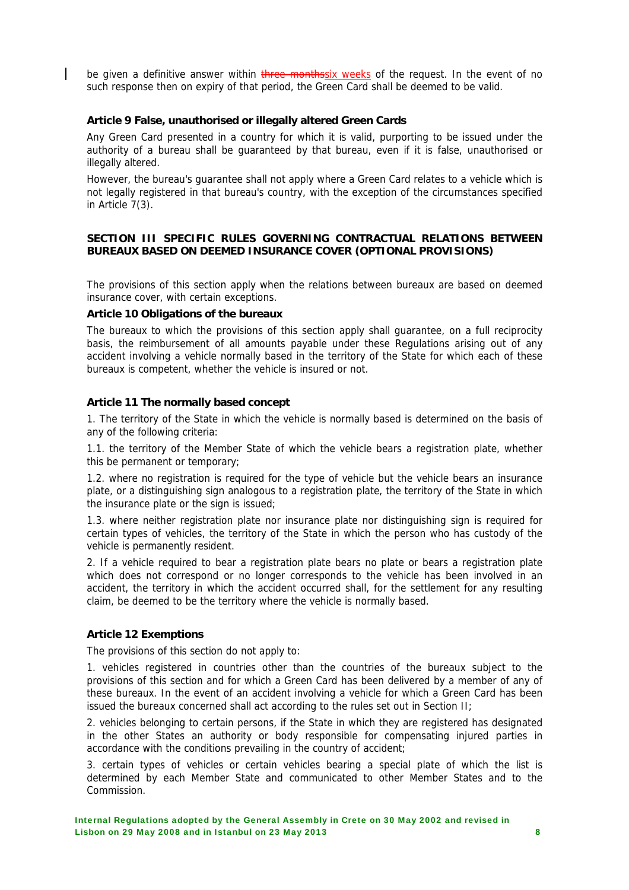be given a definitive answer within ~~three months~~six weeks of the request. In the event of no such response then on expiry of that period, the Green Card shall be deemed to be valid.

**Article 9 False, unauthorised or illegally altered Green Cards**

Any Green Card presented in a country for which it is valid, purporting to be issued under the authority of a bureau shall be guaranteed by that bureau, even if it is false, unauthorised or illegally altered.

However, the bureau's guarantee shall not apply where a Green Card relates to a vehicle which is not legally registered in that bureau's country, with the exception of the circumstances specified in Article 7(3).

## SECTION III SPECIFIC RULES GOVERNING CONTRACTUAL RELATIONS BETWEEN BUREAUX BASED ON DEEMED INSURANCE COVER (OPTIONAL PROVISIONS)

The provisions of this section apply when the relations between bureaux are based on deemed insurance cover, with certain exceptions.

**Article 10 Obligations of the bureaux**

The bureaux to which the provisions of this section apply shall guarantee, on a full reciprocity basis, the reimbursement of all amounts payable under these Regulations arising out of any accident involving a vehicle normally based in the territory of the State for which each of these bureaux is competent, whether the vehicle is insured or not.

**Article 11 The normally based concept**

1. The territory of the State in which the vehicle is normally based is determined on the basis of any of the following criteria:

1.1. the territory of the Member State of which the vehicle bears a registration plate, whether this be permanent or temporary;

1.2. where no registration is required for the type of vehicle but the vehicle bears an insurance plate, or a distinguishing sign analogous to a registration plate, the territory of the State in which the insurance plate or the sign is issued;

1.3. where neither registration plate nor insurance plate nor distinguishing sign is required for certain types of vehicles, the territory of the State in which the person who has custody of the vehicle is permanently resident.

2. If a vehicle required to bear a registration plate bears no plate or bears a registration plate which does not correspond or no longer corresponds to the vehicle has been involved in an accident, the territory in which the accident occurred shall, for the settlement for any resulting claim, be deemed to be the territory where the vehicle is normally based.

**Article 12 Exemptions**

The provisions of this section do not apply to:

1. vehicles registered in countries other than the countries of the bureaux subject to the provisions of this section and for which a Green Card has been delivered by a member of any of these bureaux. In the event of an accident involving a vehicle for which a Green Card has been issued the bureaux concerned shall act according to the rules set out in Section II;

2. vehicles belonging to certain persons, if the State in which they are registered has designated in the other States an authority or body responsible for compensating injured parties in accordance with the conditions prevailing in the country of accident;

3. certain types of vehicles or certain vehicles bearing a special plate of which the list is determined by each Member State and communicated to other Member States and to the Commission.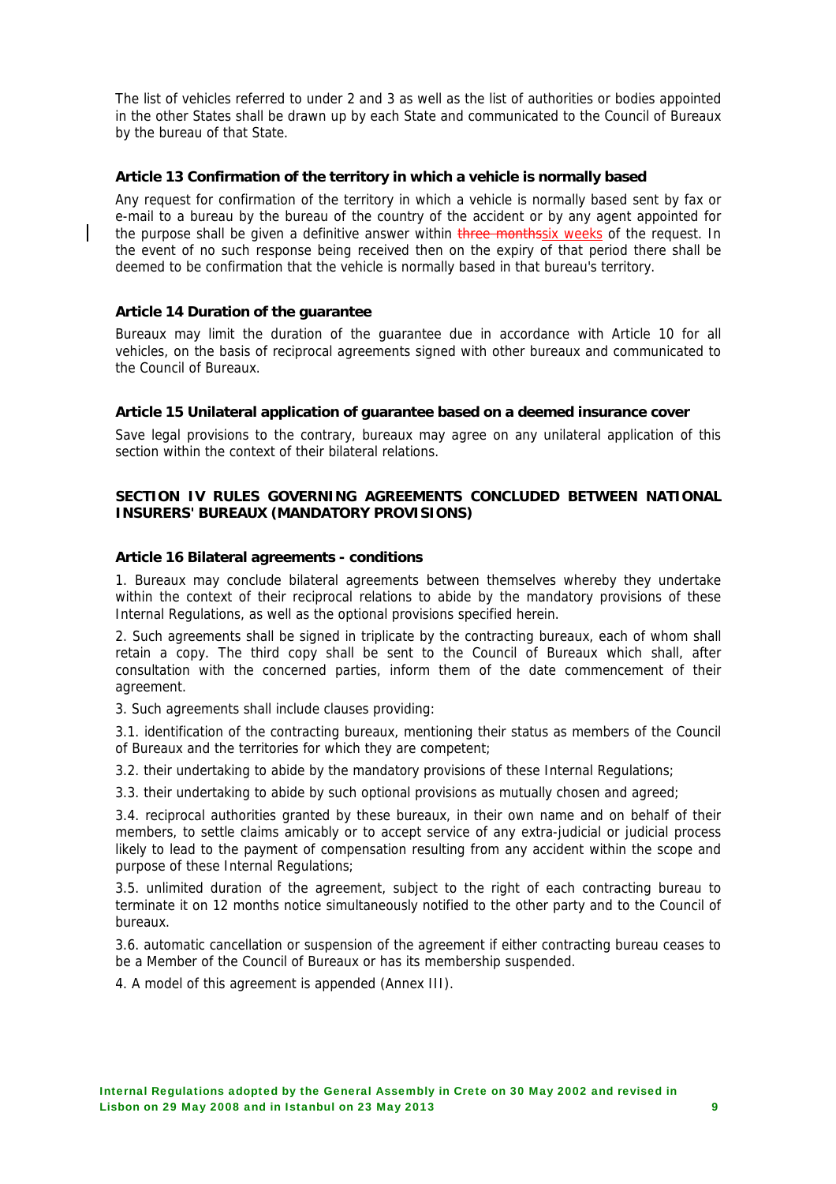The list of vehicles referred to under 2 and 3 as well as the list of authorities or bodies appointed in the other States shall be drawn up by each State and communicated to the Council of Bureaux by the bureau of that State.

### Article 13 Confirmation of the territory in which a vehicle is normally based

Any request for confirmation of the territory in which a vehicle is normally based sent by fax or e-mail to a bureau by the bureau of the country of the accident or by any agent appointed for the purpose shall be given a definitive answer within ~~three months~~six weeks of the request. In the event of no such response being received then on the expiry of that period there shall be deemed to be confirmation that the vehicle is normally based in that bureau's territory.

### Article 14 Duration of the guarantee

Bureaux may limit the duration of the guarantee due in accordance with Article 10 for all vehicles, on the basis of reciprocal agreements signed with other bureaux and communicated to the Council of Bureaux.

### Article 15 Unilateral application of guarantee based on a deemed insurance cover

Save legal provisions to the contrary, bureaux may agree on any unilateral application of this section within the context of their bilateral relations.

## SECTION IV RULES GOVERNING AGREEMENTS CONCLUDED BETWEEN NATIONAL INSURERS' BUREAUX (MANDATORY PROVISIONS)

### Article 16 Bilateral agreements - conditions

1. Bureaux may conclude bilateral agreements between themselves whereby they undertake within the context of their reciprocal relations to abide by the mandatory provisions of these Internal Regulations, as well as the optional provisions specified herein.

2. Such agreements shall be signed in triplicate by the contracting bureaux, each of whom shall retain a copy. The third copy shall be sent to the Council of Bureaux which shall, after consultation with the concerned parties, inform them of the date commencement of their agreement.

3. Such agreements shall include clauses providing:

3.1. identification of the contracting bureaux, mentioning their status as members of the Council of Bureaux and the territories for which they are competent;

3.2. their undertaking to abide by the mandatory provisions of these Internal Regulations;

3.3. their undertaking to abide by such optional provisions as mutually chosen and agreed;

3.4. reciprocal authorities granted by these bureaux, in their own name and on behalf of their members, to settle claims amicably or to accept service of any extra-judicial or judicial process likely to lead to the payment of compensation resulting from any accident within the scope and purpose of these Internal Regulations;

3.5. unlimited duration of the agreement, subject to the right of each contracting bureau to terminate it on 12 months notice simultaneously notified to the other party and to the Council of bureaux.

3.6. automatic cancellation or suspension of the agreement if either contracting bureau ceases to be a Member of the Council of Bureaux or has its membership suspended.

4. A model of this agreement is appended (Annex III).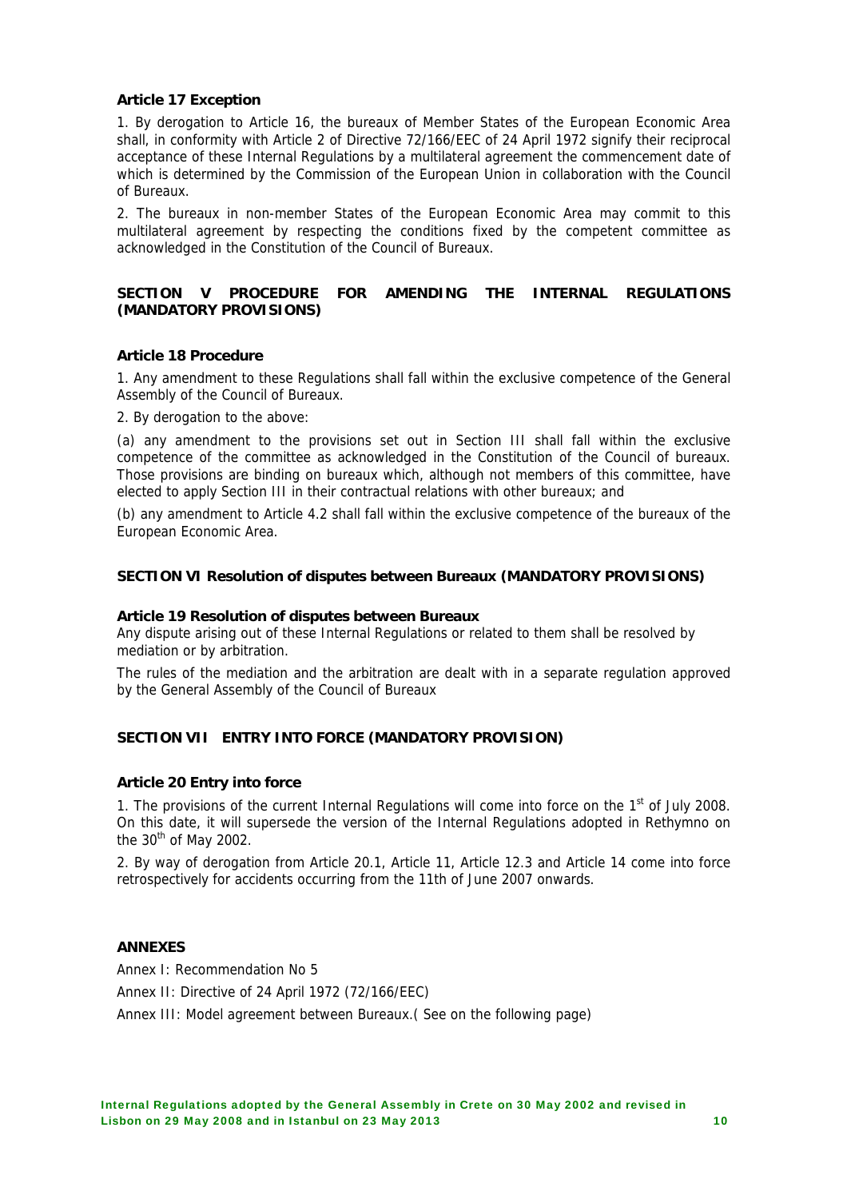**Article 17 Exception**

1. By derogation to Article 16, the bureaux of Member States of the European Economic Area shall, in conformity with Article 2 of Directive 72/166/EEC of 24 April 1972 signify their reciprocal acceptance of these Internal Regulations by a multilateral agreement the commencement date of which is determined by the Commission of the European Union in collaboration with the Council of Bureaux.

2. The bureaux in non-member States of the European Economic Area may commit to this multilateral agreement by respecting the conditions fixed by the competent committee as acknowledged in the Constitution of the Council of Bureaux.

## SECTION V PROCEDURE FOR AMENDING THE INTERNAL REGULATIONS (MANDATORY PROVISIONS)

**Article 18 Procedure**

1. Any amendment to these Regulations shall fall within the exclusive competence of the General Assembly of the Council of Bureaux.

2. By derogation to the above:

(a) any amendment to the provisions set out in Section III shall fall within the exclusive competence of the committee as acknowledged in the Constitution of the Council of bureaux. Those provisions are binding on bureaux which, although not members of this committee, have elected to apply Section III in their contractual relations with other bureaux; and

(b) any amendment to Article 4.2 shall fall within the exclusive competence of the bureaux of the European Economic Area.

## SECTION VI Resolution of disputes between Bureaux (MANDATORY PROVISIONS)

**Article 19 Resolution of disputes between Bureaux**

Any dispute arising out of these Internal Regulations or related to them shall be resolved by mediation or by arbitration.

The rules of the mediation and the arbitration are dealt with in a separate regulation approved by the General Assembly of the Council of Bureaux

## SECTION VII ENTRY INTO FORCE (MANDATORY PROVISION)

**Article 20 Entry into force**

1. The provisions of the current Internal Regulations will come into force on the 1st of July 2008. On this date, it will supersede the version of the Internal Regulations adopted in Rethymno on the 30th of May 2002.

2. By way of derogation from Article 20.1, Article 11, Article 12.3 and Article 14 come into force retrospectively for accidents occurring from the 11th of June 2007 onwards.

**ANNEXES**

Annex I: Recommendation No 5

Annex II: Directive of 24 April 1972 (72/166/EEC)

Annex III: Model agreement between Bureaux.( See on the following page)